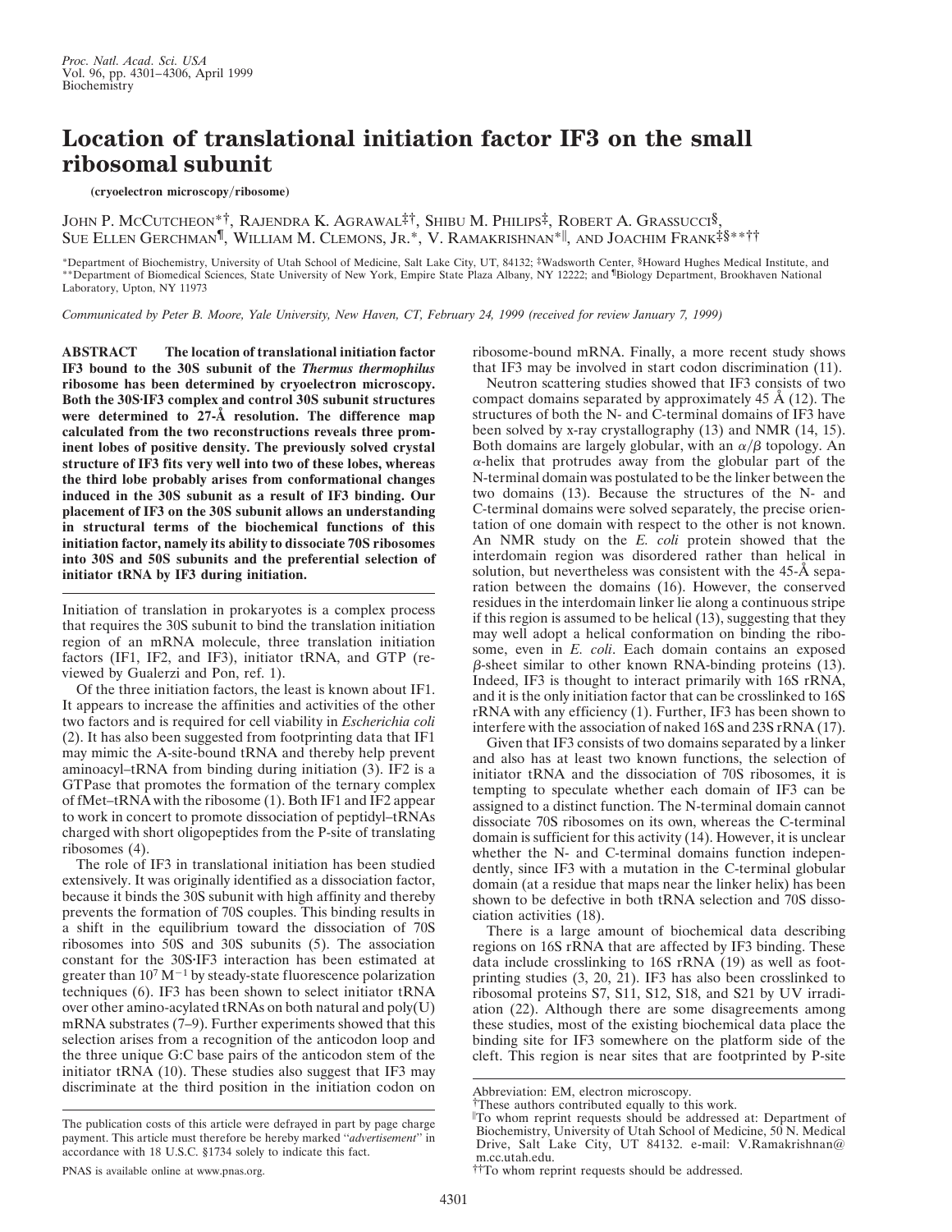# Location of translational initiation factor IF3 on the small ribosomal subunit

**(cryoelectron microscopy/ribosome)**

JOHN P. MCCUTCHEON*[†], RAJENDRA K. AGRAWAL[‡†], SHIBU M. PHILIPS[‡], ROBERT A. GRASSUCCI[§], SUE ELLEN GERCHMAN[¶], WILLIAM M. CLEMONS, JR.*, V. RAMAKRISHNAN*[‖], AND JOACHIM FRANK[‡§**††]

*Department of Biochemistry, University of Utah School of Medicine, Salt Lake City, UT, 84132; [‡]Wadsworth Center, [§]Howard Hughes Medical Institute, and **Department of Biomedical Sciences, State University of New York, Empire State Plaza Albany, NY 12222; and [¶]Biology Department, Brookhaven National Laboratory, Upton, NY 11973

*Communicated by Peter B. Moore, Yale University, New Haven, CT, February 24, 1999 (received for review January 7, 1999)*

**ABSTRACT** **The location of translational initiation factor IF3 bound to the 30S subunit of the *Thermus thermophilus* ribosome has been determined by cryoelectron microscopy. Both the 30S·IF3 complex and control 30S subunit structures were determined to 27-Å resolution. The difference map calculated from the two reconstructions reveals three prominent lobes of positive density. The previously solved crystal structure of IF3 fits very well into two of these lobes, whereas the third lobe probably arises from conformational changes induced in the 30S subunit as a result of IF3 binding. Our placement of IF3 on the 30S subunit allows an understanding in structural terms of the biochemical functions of this initiation factor, namely its ability to dissociate 70S ribosomes into 30S and 50S subunits and the preferential selection of initiator tRNA by IF3 during initiation.**

Initiation of translation in prokaryotes is a complex process that requires the 30S subunit to bind the translation initiation region of an mRNA molecule, three translation initiation factors (IF1, IF2, and IF3), initiator tRNA, and GTP (reviewed by Gualerzi and Pon, ref. 1).

Of the three initiation factors, the least is known about IF1. It appears to increase the affinities and activities of the other two factors and is required for cell viability in *Escherichia coli* (2). It has also been suggested from footprinting data that IF1 may mimic the A-site-bound tRNA and thereby help prevent aminoacyl–tRNA from binding during initiation (3). IF2 is a GTPase that promotes the formation of the ternary complex of fMet–tRNA with the ribosome (1). Both IF1 and IF2 appear to work in concert to promote dissociation of peptidyl–tRNAs charged with short oligopeptides from the P-site of translating ribosomes (4).

The role of IF3 in translational initiation has been studied extensively. It was originally identified as a dissociation factor, because it binds the 30S subunit with high affinity and thereby prevents the formation of 70S couples. This binding results in a shift in the equilibrium toward the dissociation of 70S ribosomes into 50S and 30S subunits (5). The association constant for the 30S·IF3 interaction has been estimated at greater than $10^7\ M^{-1}$ by steady-state fluorescence polarization techniques (6). IF3 has been shown to select initiator tRNA over other amino-acylated tRNAs on both natural and poly(U) mRNA substrates (7–9). Further experiments showed that this selection arises from a recognition of the anticodon loop and the three unique G:C base pairs of the anticodon stem of the initiator tRNA (10). These studies also suggest that IF3 may discriminate at the third position in the initiation codon on ribosome-bound mRNA. Finally, a more recent study shows that IF3 may be involved in start codon discrimination (11).

Neutron scattering studies showed that IF3 consists of two compact domains separated by approximately 45 Å (12). The structures of both the N- and C-terminal domains of IF3 have been solved by x-ray crystallography (13) and NMR (14, 15). Both domains are largely globular, with an $\alpha/\beta$ topology. An $\alpha$-helix that protrudes away from the globular part of the N-terminal domain was postulated to be the linker between the two domains (13). Because the structures of the N- and C-terminal domains were solved separately, the precise orientation of one domain with respect to the other is not known. An NMR study on the *E. coli* protein showed that the interdomain region was disordered rather than helical in solution, but nevertheless was consistent with the 45-Å separation between the domains (16). However, the conserved residues in the interdomain linker lie along a continuous stripe if this region is assumed to be helical (13), suggesting that they may well adopt a helical conformation on binding the ribosome, even in *E. coli*. Each domain contains an exposed $\beta$-sheet similar to other known RNA-binding proteins (13). Indeed, IF3 is thought to interact primarily with 16S rRNA, and it is the only initiation factor that can be crosslinked to 16S rRNA with any efficiency (1). Further, IF3 has been shown to interfere with the association of naked 16S and 23S rRNA (17).

Given that IF3 consists of two domains separated by a linker and also has at least two known functions, the selection of initiator tRNA and the dissociation of 70S ribosomes, it is tempting to speculate whether each domain of IF3 can be assigned to a distinct function. The N-terminal domain cannot dissociate 70S ribosomes on its own, whereas the C-terminal domain is sufficient for this activity (14). However, it is unclear whether the N- and C-terminal domains function independently, since IF3 with a mutation in the C-terminal globular domain (at a residue that maps near the linker helix) has been shown to be defective in both tRNA selection and 70S dissociation activities (18).

There is a large amount of biochemical data describing regions on 16S rRNA that are affected by IF3 binding. These data include crosslinking to 16S rRNA (19) as well as footprinting studies (3, 20, 21). IF3 has also been crosslinked to ribosomal proteins S7, S11, S12, S18, and S21 by UV irradiation (22). Although there are some disagreements among these studies, most of the existing biochemical data place the binding site for IF3 somewhere on the platform side of the cleft. This region is near sites that are footprinted by P-site

The publication costs of this article were defrayed in part by page charge payment. This article must therefore be hereby marked "*advertisement*" in accordance with 18 U.S.C. §1734 solely to indicate this fact.

PNAS is available online at www.pnas.org.

Abbreviation: EM, electron microscopy.

[†]These authors contributed equally to this work.

[‖]To whom reprint requests should be addressed at: Department of Biochemistry, University of Utah School of Medicine, 50 N. Medical Drive, Salt Lake City, UT 84132. e-mail: V.Ramakrishnan@m.cc.utah.edu.

[††]To whom reprint requests should be addressed.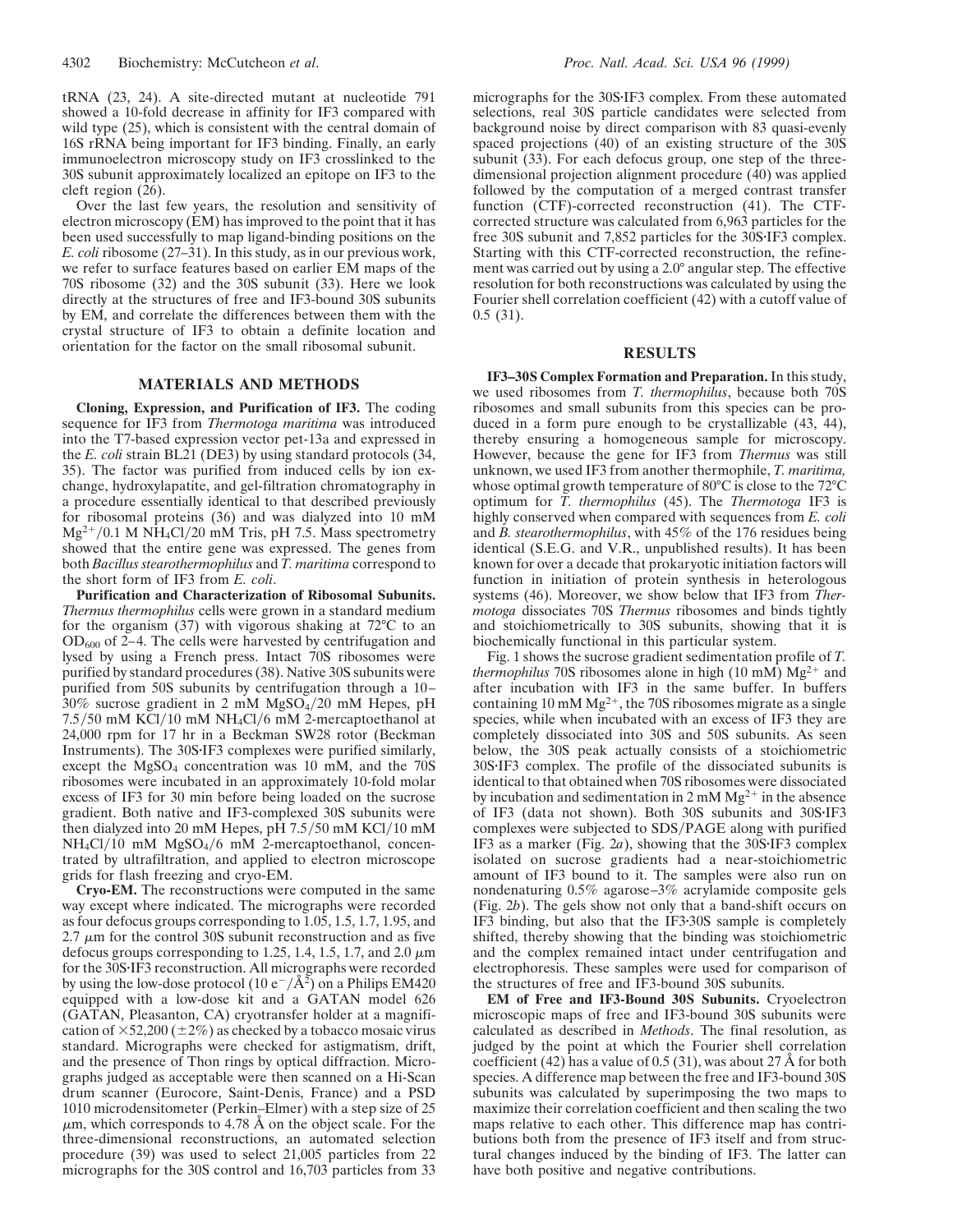tRNA (23, 24). A site-directed mutant at nucleotide 791 showed a 10-fold decrease in affinity for IF3 compared with wild type (25), which is consistent with the central domain of 16S rRNA being important for IF3 binding. Finally, an early immunoelectron microscopy study on IF3 crosslinked to the 30S subunit approximately localized an epitope on IF3 to the cleft region (26).

Over the last few years, the resolution and sensitivity of electron microscopy (EM) has improved to the point that it has been used successfully to map ligand-binding positions on the *E. coli* ribosome (27–31). In this study, as in our previous work, we refer to surface features based on earlier EM maps of the 70S ribosome (32) and the 30S subunit (33). Here we look directly at the structures of free and IF3-bound 30S subunits by EM, and correlate the differences between them with the crystal structure of IF3 to obtain a definite location and orientation for the factor on the small ribosomal subunit.

## MATERIALS AND METHODS

**Cloning, Expression, and Purification of IF3.** The coding sequence for IF3 from *Thermotoga maritima* was introduced into the T7-based expression vector pet-13a and expressed in the *E. coli* strain BL21 (DE3) by using standard protocols (34, 35). The factor was purified from induced cells by ion exchange, hydroxylapatite, and gel-filtration chromatography in a procedure essentially identical to that described previously for ribosomal proteins (36) and was dialyzed into 10 mM $Mg^{2+}$/0.1 M $NH_4Cl$/20 mM Tris, pH 7.5. Mass spectrometry showed that the entire gene was expressed. The genes from both *Bacillus stearothermophilus* and *T. maritima* correspond to the short form of IF3 from *E. coli*.

**Purification and Characterization of Ribosomal Subunits.** *Thermus thermophilus* cells were grown in a standard medium for the organism (37) with vigorous shaking at 72°C to an $OD_{600}$ of 2–4. The cells were harvested by centrifugation and lysed by using a French press. Intact 70S ribosomes were purified by standard procedures (38). Native 30S subunits were purified from 50S subunits by centrifugation through a 10–30% sucrose gradient in 2 mM $MgSO_4$/20 mM Hepes, pH 7.5/50 mM KCl/10 mM $NH_4Cl$/6 mM 2-mercaptoethanol at 24,000 rpm for 17 hr in a Beckman SW28 rotor (Beckman Instruments). The 30S·IF3 complexes were purified similarly, except the $MgSO_4$ concentration was 10 mM, and the 70S ribosomes were incubated in an approximately 10-fold molar excess of IF3 for 30 min before being loaded on the sucrose gradient. Both native and IF3-complexed 30S subunits were then dialyzed into 20 mM Hepes, pH 7.5/50 mM KCl/10 mM $NH_4Cl$/10 mM $MgSO_4$/6 mM 2-mercaptoethanol, concentrated by ultrafiltration, and applied to electron microscope grids for flash freezing and cryo-EM.

**Cryo-EM.** The reconstructions were computed in the same way except where indicated. The micrographs were recorded as four defocus groups corresponding to 1.05, 1.5, 1.7, 1.95, and 2.7 μm for the control 30S subunit reconstruction and as five defocus groups corresponding to 1.25, 1.4, 1.5, 1.7, and 2.0 μm for the 30S·IF3 reconstruction. All micrographs were recorded by using the low-dose protocol (10 $e^-/Å^2$) on a Philips EM420 equipped with a low-dose kit and a GATAN model 626 (GATAN, Pleasanton, CA) cryotransfer holder at a magnification of ×52,200 (±2%) as checked by a tobacco mosaic virus standard. Micrographs were checked for astigmatism, drift, and the presence of Thon rings by optical diffraction. Micrographs judged as acceptable were then scanned on a Hi-Scan drum scanner (Eurocore, Saint-Denis, France) and a PSD 1010 microdensitometer (Perkin–Elmer) with a step size of 25 μm, which corresponds to 4.78 Å on the object scale. For the three-dimensional reconstructions, an automated selection procedure (39) was used to select 21,005 particles from 22 micrographs for the 30S control and 16,703 particles from 33 micrographs for the 30S·IF3 complex. From these automated selections, real 30S particle candidates were selected from background noise by direct comparison with 83 quasi-evenly spaced projections (40) of an existing structure of the 30S subunit (33). For each defocus group, one step of the three-dimensional projection alignment procedure (40) was applied followed by the computation of a merged contrast transfer function (CTF)-corrected reconstruction (41). The CTF-corrected structure was calculated from 6,963 particles for the free 30S subunit and 7,852 particles for the 30S·IF3 complex. Starting with this CTF-corrected reconstruction, the refinement was carried out by using a 2.0° angular step. The effective resolution for both reconstructions was calculated by using the Fourier shell correlation coefficient (42) with a cutoff value of 0.5 (31).

## RESULTS

**IF3–30S Complex Formation and Preparation.** In this study, we used ribosomes from *T. thermophilus*, because both 70S ribosomes and small subunits from this species can be produced in a form pure enough to be crystallizable (43, 44), thereby ensuring a homogeneous sample for microscopy. However, because the gene for IF3 from *Thermus* was still unknown, we used IF3 from another thermophile, *T. maritima,* whose optimal growth temperature of 80°C is close to the 72°C optimum for *T. thermophilus* (45). The *Thermotoga* IF3 is highly conserved when compared with sequences from *E. coli* and *B. stearothermophilus*, with 45% of the 176 residues being identical (S.E.G. and V.R., unpublished results). It has been known for over a decade that prokaryotic initiation factors will function in initiation of protein synthesis in heterologous systems (46). Moreover, we show below that IF3 from *Thermotoga* dissociates 70S *Thermus* ribosomes and binds tightly and stoichiometrically to 30S subunits, showing that it is biochemically functional in this particular system.

Fig. 1 shows the sucrose gradient sedimentation profile of *T. thermophilus* 70S ribosomes alone in high (10 mM) $Mg^{2+}$ and after incubation with IF3 in the same buffer. In buffers containing 10 mM $Mg^{2+}$, the 70S ribosomes migrate as a single species, while when incubated with an excess of IF3 they are completely dissociated into 30S and 50S subunits. As seen below, the 30S peak actually consists of a stoichiometric 30S·IF3 complex. The profile of the dissociated subunits is identical to that obtained when 70S ribosomes were dissociated by incubation and sedimentation in 2 mM $Mg^{2+}$ in the absence of IF3 (data not shown). Both 30S subunits and 30S·IF3 complexes were subjected to SDS/PAGE along with purified IF3 as a marker (Fig. 2*a*), showing that the 30S·IF3 complex isolated on sucrose gradients had a near-stoichiometric amount of IF3 bound to it. The samples were also run on nondenaturing 0.5% agarose–3% acrylamide composite gels (Fig. 2*b*). The gels show not only that a band-shift occurs on IF3 binding, but also that the IF3·30S sample is completely shifted, thereby showing that the binding was stoichiometric and the complex remained intact under centrifugation and electrophoresis. These samples were used for comparison of the structures of free and IF3-bound 30S subunits.

**EM of Free and IF3-Bound 30S Subunits.** Cryoelectron microscopic maps of free and IF3-bound 30S subunits were calculated as described in *Methods*. The final resolution, as judged by the point at which the Fourier shell correlation coefficient (42) has a value of 0.5 (31), was about 27 Å for both species. A difference map between the free and IF3-bound 30S subunits was calculated by superimposing the two maps to maximize their correlation coefficient and then scaling the two maps relative to each other. This difference map has contributions both from the presence of IF3 itself and from structural changes induced by the binding of IF3. The latter can have both positive and negative contributions.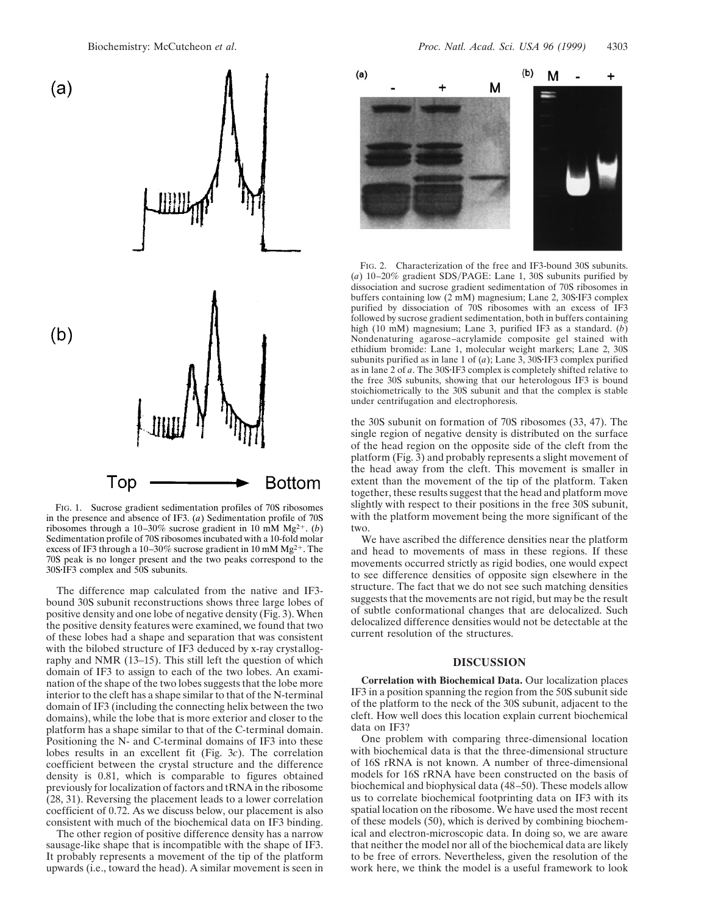FIG. 1. Sucrose gradient sedimentation profiles of 70S ribosomes in the presence and absence of IF3. (*a*) Sedimentation profile of 70S ribosomes through a 10–30% sucrose gradient in 10 mM $Mg^{2+}$. (*b*) Sedimentation profile of 70S ribosomes incubated with a 10-fold molar excess of IF3 through a 10–30% sucrose gradient in 10 mM $Mg^{2+}$. The 70S peak is no longer present and the two peaks correspond to the 30S·IF3 complex and 50S subunits.

FIG. 2. Characterization of the free and IF3-bound 30S subunits. (*a*) 10–20% gradient SDS/PAGE: Lane 1, 30S subunits purified by dissociation and sucrose gradient sedimentation of 70S ribosomes in buffers containing low (2 mM) magnesium; Lane 2, 30S·IF3 complex purified by dissociation of 70S ribosomes with an excess of IF3 followed by sucrose gradient sedimentation, both in buffers containing high (10 mM) magnesium; Lane 3, purified IF3 as a standard. (*b*) Nondenaturing agarose–acrylamide composite gel stained with ethidium bromide: Lane 1, molecular weight markers; Lane 2, 30S subunits purified as in lane 1 of (*a*); Lane 3, 30S·IF3 complex purified as in lane 2 of *a*. The 30S·IF3 complex is completely shifted relative to the free 30S subunits, showing that our heterologous IF3 is bound stoichiometrically to the 30S subunit and that the complex is stable under centrifugation and electrophoresis.

The difference map calculated from the native and IF3-bound 30S subunit reconstructions shows three large lobes of positive density and one lobe of negative density (Fig. 3). When the positive density features were examined, we found that two of these lobes had a shape and separation that was consistent with the bilobed structure of IF3 deduced by x-ray crystallography and NMR (13–15). This still left the question of which domain of IF3 to assign to each of the two lobes. An examination of the shape of the two lobes suggests that the lobe more interior to the cleft has a shape similar to that of the N-terminal domain of IF3 (including the connecting helix between the two domains), while the lobe that is more exterior and closer to the platform has a shape similar to that of the C-terminal domain. Positioning the N- and C-terminal domains of IF3 into these lobes results in an excellent fit (Fig. 3*c*). The correlation coefficient between the crystal structure and the difference density is 0.81, which is comparable to figures obtained previously for localization of factors and tRNA in the ribosome (28, 31). Reversing the placement leads to a lower correlation coefficient of 0.72. As we discuss below, our placement is also consistent with much of the biochemical data on IF3 binding.

The other region of positive difference density has a narrow sausage-like shape that is incompatible with the shape of IF3. It probably represents a movement of the tip of the platform upwards (i.e., toward the head). A similar movement is seen in the 30S subunit on formation of 70S ribosomes (33, 47). The single region of negative density is distributed on the surface of the head region on the opposite side of the cleft from the platform (Fig. 3) and probably represents a slight movement of the head away from the cleft. This movement is smaller in extent than the movement of the tip of the platform. Taken together, these results suggest that the head and platform move slightly with respect to their positions in the free 30S subunit, with the platform movement being the more significant of the two.

We have ascribed the difference densities near the platform and head to movements of mass in these regions. If these movements occurred strictly as rigid bodies, one would expect to see difference densities of opposite sign elsewhere in the structure. The fact that we do not see such matching densities suggests that the movements are not rigid, but may be the result of subtle conformational changes that are delocalized. Such delocalized difference densities would not be detectable at the current resolution of the structures.

## DISCUSSION

**Correlation with Biochemical Data.** Our localization places IF3 in a position spanning the region from the 50S subunit side of the platform to the neck of the 30S subunit, adjacent to the cleft. How well does this location explain current biochemical data on IF3?

One problem with comparing three-dimensional location with biochemical data is that the three-dimensional structure of 16S rRNA is not known. A number of three-dimensional models for 16S rRNA have been constructed on the basis of biochemical and biophysical data (48–50). These models allow us to correlate biochemical footprinting data on IF3 with its spatial location on the ribosome. We have used the most recent of these models (50), which is derived by combining biochemical and electron-microscopic data. In doing so, we are aware that neither the model nor all of the biochemical data are likely to be free of errors. Nevertheless, given the resolution of the work here, we think the model is a useful framework to look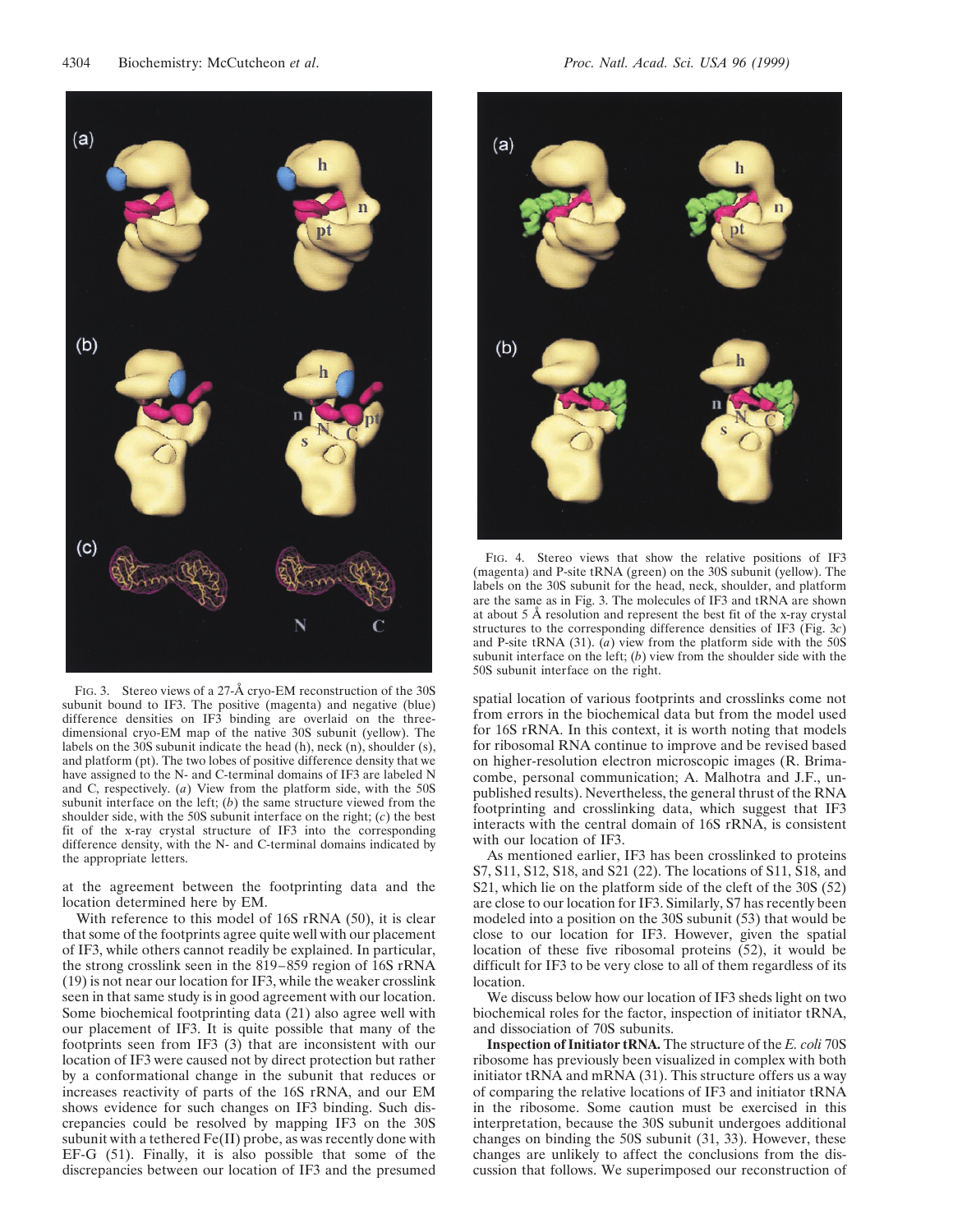FIG. 3. Stereo views of a 27-Å cryo-EM reconstruction of the 30S subunit bound to IF3. The positive (magenta) and negative (blue) difference densities on IF3 binding are overlaid on the three-dimensional cryo-EM map of the native 30S subunit (yellow). The labels on the 30S subunit indicate the head (h), neck (n), shoulder (s), and platform (pt). The two lobes of positive difference density that we have assigned to the N- and C-terminal domains of IF3 are labeled N and C, respectively. (*a*) View from the platform side, with the 50S subunit interface on the left; (*b*) the same structure viewed from the shoulder side, with the 50S subunit interface on the right; (*c*) the best fit of the x-ray crystal structure of IF3 into the corresponding difference density, with the N- and C-terminal domains indicated by the appropriate letters.

FIG. 4. Stereo views that show the relative positions of IF3 (magenta) and P-site tRNA (green) on the 30S subunit (yellow). The labels on the 30S subunit for the head, neck, shoulder, and platform are the same as in Fig. 3. The molecules of IF3 and tRNA are shown at about 5 Å resolution and represent the best fit of the x-ray crystal structures to the corresponding difference densities of IF3 (Fig. 3*c*) and P-site tRNA (31). (*a*) view from the platform side with the 50S subunit interface on the left; (*b*) view from the shoulder side with the 50S subunit interface on the right.

at the agreement between the footprinting data and the location determined here by EM.

With reference to this model of 16S rRNA (50), it is clear that some of the footprints agree quite well with our placement of IF3, while others cannot readily be explained. In particular, the strong crosslink seen in the 819–859 region of 16S rRNA (19) is not near our location for IF3, while the weaker crosslink seen in that same study is in good agreement with our location. Some biochemical footprinting data (21) also agree well with our placement of IF3. It is quite possible that many of the footprints seen from IF3 (3) that are inconsistent with our location of IF3 were caused not by direct protection but rather by a conformational change in the subunit that reduces or increases reactivity of parts of the 16S rRNA, and our EM shows evidence for such changes on IF3 binding. Such discrepancies could be resolved by mapping IF3 on the 30S subunit with a tethered Fe(II) probe, as was recently done with EF-G (51). Finally, it is also possible that some of the discrepancies between our location of IF3 and the presumed spatial location of various footprints and crosslinks come not from errors in the biochemical data but from the model used for 16S rRNA. In this context, it is worth noting that models for ribosomal RNA continue to improve and be revised based on higher-resolution electron microscopic images (R. Brimacombe, personal communication; A. Malhotra and J.F., unpublished results). Nevertheless, the general thrust of the RNA footprinting and crosslinking data, which suggest that IF3 interacts with the central domain of 16S rRNA, is consistent with our location of IF3.

As mentioned earlier, IF3 has been crosslinked to proteins S7, S11, S12, S18, and S21 (22). The locations of S11, S18, and S21, which lie on the platform side of the cleft of the 30S (52) are close to our location for IF3. Similarly, S7 has recently been modeled into a position on the 30S subunit (53) that would be close to our location for IF3. However, given the spatial location of these five ribosomal proteins (52), it would be difficult for IF3 to be very close to all of them regardless of its location.

We discuss below how our location of IF3 sheds light on two biochemical roles for the factor, inspection of initiator tRNA, and dissociation of 70S subunits.

**Inspection of Initiator tRNA.** The structure of the *E. coli* 70S ribosome has previously been visualized in complex with both initiator tRNA and mRNA (31). This structure offers us a way of comparing the relative locations of IF3 and initiator tRNA in the ribosome. Some caution must be exercised in this interpretation, because the 30S subunit undergoes additional changes on binding the 50S subunit (31, 33). However, these changes are unlikely to affect the conclusions from the discussion that follows. We superimposed our reconstruction of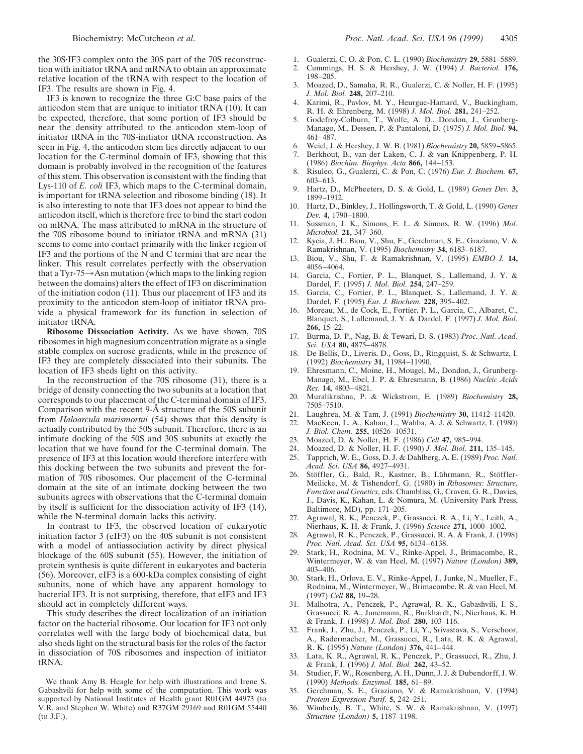the 30S·IF3 complex onto the 30S part of the 70S reconstruction with initiator tRNA and mRNA to obtain an approximate relative location of the tRNA with respect to the location of IF3. The results are shown in Fig. 4.

IF3 is known to recognize the three G:C base pairs of the anticodon stem that are unique to initiator tRNA (10). It can be expected, therefore, that some portion of IF3 should be near the density attributed to the anticodon stem-loop of initiator tRNA in the 70S-initiator tRNA reconstruction. As seen in Fig. 4, the anticodon stem lies directly adjacent to our location for the C-terminal domain of IF3, showing that this domain is probably involved in the recognition of the features of this stem. This observation is consistent with the finding that Lys-110 of *E. coli* IF3, which maps to the C-terminal domain, is important for tRNA selection and ribosome binding (18). It is also interesting to note that IF3 does not appear to bind the anticodon itself, which is therefore free to bind the start codon on mRNA. The mass attributed to mRNA in the structure of the 70S ribosome bound to initiator tRNA and mRNA (31) seems to come into contact primarily with the linker region of IF3 and the portions of the N and C termini that are near the linker. This result correlates perfectly with the observation that a Tyr-75→Asn mutation (which maps to the linking region between the domains) alters the effect of IF3 on discrimination of the initiation codon (11). Thus our placement of IF3 and its proximity to the anticodon stem-loop of initiator tRNA provide a physical framework for its function in selection of initiator tRNA.

**Ribosome Dissociation Activity.** As we have shown, 70S ribosomes in high magnesium concentration migrate as a single stable complex on sucrose gradients, while in the presence of IF3 they are completely dissociated into their subunits. The location of IF3 sheds light on this activity.

In the reconstruction of the 70S ribosome (31), there is a bridge of density connecting the two subunits at a location that corresponds to our placement of the C-terminal domain of IF3. Comparison with the recent 9-Å structure of the 50S subunit from *Haloarcula marismortui* (54) shows that this density is actually contributed by the 50S subunit. Therefore, there is an intimate docking of the 50S and 30S subunits at exactly the location that we have found for the C-terminal domain. The presence of IF3 at this location would therefore interfere with this docking between the two subunits and prevent the formation of 70S ribosomes. Our placement of the C-terminal domain at the site of an intimate docking between the two subunits agrees with observations that the C-terminal domain by itself is sufficient for the dissociation activity of IF3 (14), while the N-terminal domain lacks this activity.

In contrast to IF3, the observed location of eukaryotic initiation factor 3 (eIF3) on the 40S subunit is not consistent with a model of antiassociation activity by direct physical blockage of the 60S subunit (55). However, the initiation of protein synthesis is quite different in eukaryotes and bacteria (56). Moreover, eIF3 is a 600-kDa complex consisting of eight subunits, none of which have any apparent homology to bacterial IF3. It is not surprising, therefore, that eIF3 and IF3 should act in completely different ways.

This study describes the direct localization of an initiation factor on the bacterial ribosome. Our location for IF3 not only correlates well with the large body of biochemical data, but also sheds light on the structural basis for the roles of the factor in dissociation of 70S ribosomes and inspection of initiator tRNA.

We thank Amy B. Heagle for help with illustrations and Irene S. Gabashvili for help with some of the computation. This work was supported by National Institutes of Health grant R01GM 44973 (to V.R. and Stephen W. White) and R37GM 29169 and R01GM 55440 (to J.F.).

1. Gualerzi, C. O. & Pon, C. L. (1990) *Biochemistry* **29,** 5881–5889.
2. Cummings, H. S. & Hershey, J. W. (1994) *J. Bacteriol.* **176,** 198–205.
3. Moazed, D., Samaha, R. R., Gualerzi, C. & Noller, H. F. (1995) *J. Mol. Biol.* **248,** 207–210.
4. Karimi, R., Pavlov, M. Y., Heurgue-Hamard, V., Buckingham, R. H. & Ehrenberg, M. (1998) *J. Mol. Biol.* **281,** 241–252.
5. Godefroy-Colburn, T., Wolfe, A. D., Dondon, J., Grunberg-Manago, M., Dessen, P. & Pantaloni, D. (1975) *J. Mol. Biol.* **94,** 461–487.
6. Weiel, J. & Hershey, J. W. B. (1981) *Biochemistry* **20,** 5859–5865.
7. Berkhout, B., van der Laken, C. J. & van Knippenberg, P. H. (1986) *Biochim. Biophys. Acta* **866,** 144–153.
8. Risuleo, G., Gualerzi, C. & Pon, C. (1976) *Eur. J. Biochem.* **67,** 603–613.
9. Hartz, D., McPheeters, D. S. & Gold, L. (1989) *Genes Dev.* **3,** 1899–1912.
10. Hartz, D., Binkley, J., Hollingsworth, T. & Gold, L. (1990) *Genes Dev.* **4,** 1790–1800.
11. Sussman, J. K., Simons, E. L. & Simons, R. W. (1996) *Mol. Microbiol.* **21,** 347–360.
12. Kycia, J. H., Biou, V., Shu, F., Gerchman, S. E., Graziano, V. & Ramakrishnan, V. (1995) *Biochemistry* **34,** 6183–6187.
13. Biou, V., Shu, F. & Ramakrishnan, V. (1995) *EMBO J.* **14,** 4056–4064.
14. Garcia, C., Fortier, P. L., Blanquet, S., Lallemand, J. Y. & Dardel, F. (1995) *J. Mol. Biol.* **254,** 247–259.
15. Garcia, C., Fortier, P. L., Blanquet, S., Lallemand, J. Y. & Dardel, F. (1995) *Eur. J. Biochem.* **228,** 395–402.
16. Moreau, M., de Cock, E., Fortier, P. L., Garcia, C., Albaret, C., Blanquet, S., Lallemand, J. Y. & Dardel, F. (1997) *J. Mol. Biol.* **266,** 15–22.
17. Burma, D. P., Nag, B. & Tewari, D. S. (1983) *Proc. Natl. Acad. Sci. USA* **80,** 4875–4878.
18. De Bellis, D., Liveris, D., Goss, D., Ringquist, S. & Schwartz, I. (1992) *Biochemistry* **31,** 11984–11990.
19. Ehresmann, C., Moine, H., Mougel, M., Dondon, J., Grunberg-Manago, M., Ebel, J. P. & Ehresmann, B. (1986) *Nucleic Acids Res.* **14,** 4803–4821.
20. Muralikrishna, P. & Wickstrom, E. (1989) *Biochemistry* **28,** 7505–7510.
21. Laughrea, M. & Tam, J. (1991) *Biochemistry* **30,** 11412–11420.
22. MacKeen, L. A., Kahan, L., Wahba, A. J. & Schwartz, I. (1980) *J. Biol. Chem.* **255,** 10526–10531.
23. Moazed, D. & Noller, H. F. (1986) *Cell* **47,** 985–994.
24. Moazed, D. & Noller, H. F. (1990) *J. Mol. Biol.* **211,** 135–145.
25. Tapprich, W. E., Goss, D. J. & Dahlberg, A. E. (1989) *Proc. Natl. Acad. Sci. USA* **86,** 4927–4931.
26. Stöffler, G., Bald, R., Kastner, B., Lührmann, R., Stöffler-Meilicke, M. & Tishendorf, G. (1980) in *Ribosomes: Structure, Function and Genetics*, eds. Chambliss, G., Craven, G. R., Davies, J., Davis, K., Kahan, L. & Nomura, M. (University Park Press, Baltimore, MD), pp. 171–205.
27. Agrawal, R. K., Penczek, P., Grassucci, R. A., Li, Y., Leith, A., Nierhaus, K. H. & Frank, J. (1996) *Science* **271,** 1000–1002.
28. Agrawal, R. K., Penczek, P., Grassucci, R. A. & Frank, J. (1998) *Proc. Natl. Acad. Sci. USA* **95,** 6134–6138.
29. Stark, H., Rodnina, M. V., Rinke-Appel, J., Brimacombe, R., Wintermeyer, W. & van Heel, M. (1997) *Nature (London)* **389,** 403–406.
30. Stark, H., Orlova, E. V., Rinke-Appel, J., Junke, N., Mueller, F., Rodnina, M., Wintermeyer, W., Brimacombe, R. & van Heel, M. (1997) *Cell* **88,** 19–28.
31. Malhotra, A., Penczek, P., Agrawal, R. K., Gabashvili, I. S., Grassucci, R. A., Junemann, R., Burkhardt, N., Nierhaus, K. H. & Frank, J. (1998) *J. Mol. Biol.* **280,** 103–116.
32. Frank, J., Zhu, J., Penczek, P., Li, Y., Srivastava, S., Verschoor, A., Radermacher, M., Grassucci, R., Lata, R. K. & Agrawal, R. K. (1995) *Nature (London)* **376,** 441–444.
33. Lata, K. R., Agrawal, R. K., Penczek, P., Grassucci, R., Zhu, J. & Frank, J. (1996) *J. Mol. Biol.* **262,** 43–52.
34. Studier, F. W., Rosenberg, A. H., Dunn, J. J. & Dubendorff, J. W. (1990) *Methods. Enzymol.* **185,** 61–89.
35. Gerchman, S. E., Graziano, V. & Ramakrishnan, V. (1994) *Protein Expression Purif.* **5,** 242–251.
36. Wimberly, B. T., White, S. W. & Ramakrishnan, V. (1997) *Structure (London)* **5,** 1187–1198.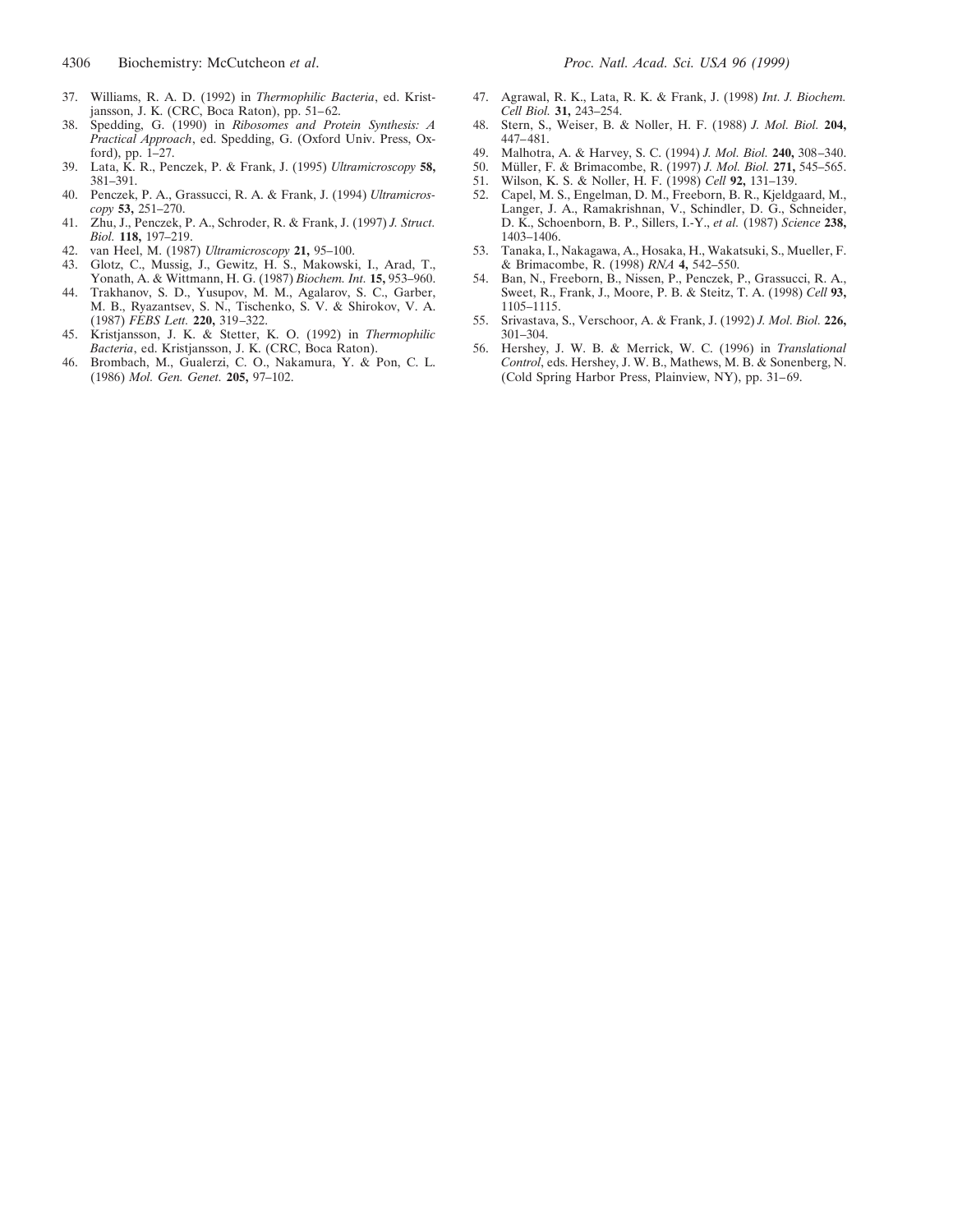37. Williams, R. A. D. (1992) in *Thermophilic Bacteria*, ed. Kristjansson, J. K. (CRC, Boca Raton), pp. 51–62.
38. Spedding, G. (1990) in *Ribosomes and Protein Synthesis: A Practical Approach*, ed. Spedding, G. (Oxford Univ. Press, Oxford), pp. 1–27.
39. Lata, K. R., Penczek, P. & Frank, J. (1995) *Ultramicroscopy* **58,** 381–391.
40. Penczek, P. A., Grassucci, R. A. & Frank, J. (1994) *Ultramicroscopy* **53,** 251–270.
41. Zhu, J., Penczek, P. A., Schroder, R. & Frank, J. (1997) *J. Struct. Biol.* **118,** 197–219.
42. van Heel, M. (1987) *Ultramicroscopy* **21,** 95–100.
43. Glotz, C., Mussig, J., Gewitz, H. S., Makowski, I., Arad, T., Yonath, A. & Wittmann, H. G. (1987) *Biochem. Int.* **15,** 953–960.
44. Trakhanov, S. D., Yusupov, M. M., Agalarov, S. C., Garber, M. B., Ryazantsev, S. N., Tischenko, S. V. & Shirokov, V. A. (1987) *FEBS Lett.* **220,** 319–322.
45. Kristjansson, J. K. & Stetter, K. O. (1992) in *Thermophilic Bacteria*, ed. Kristjansson, J. K. (CRC, Boca Raton).
46. Brombach, M., Gualerzi, C. O., Nakamura, Y. & Pon, C. L. (1986) *Mol. Gen. Genet.* **205,** 97–102.
47. Agrawal, R. K., Lata, R. K. & Frank, J. (1998) *Int. J. Biochem. Cell Biol.* **31,** 243–254.
48. Stern, S., Weiser, B. & Noller, H. F. (1988) *J. Mol. Biol.* **204,** 447–481.
49. Malhotra, A. & Harvey, S. C. (1994) *J. Mol. Biol.* **240,** 308–340.
50. Müller, F. & Brimacombe, R. (1997) *J. Mol. Biol.* **271,** 545–565.
51. Wilson, K. S. & Noller, H. F. (1998) *Cell* **92,** 131–139.
52. Capel, M. S., Engelman, D. M., Freeborn, B. R., Kjeldgaard, M., Langer, J. A., Ramakrishnan, V., Schindler, D. G., Schneider, D. K., Schoenborn, B. P., Sillers, I.-Y., *et al.* (1987) *Science* **238,** 1403–1406.
53. Tanaka, I., Nakagawa, A., Hosaka, H., Wakatsuki, S., Mueller, F. & Brimacombe, R. (1998) *RNA* **4,** 542–550.
54. Ban, N., Freeborn, B., Nissen, P., Penczek, P., Grassucci, R. A., Sweet, R., Frank, J., Moore, P. B. & Steitz, T. A. (1998) *Cell* **93,** 1105–1115.
55. Srivastava, S., Verschoor, A. & Frank, J. (1992) *J. Mol. Biol.* **226,** 301–304.
56. Hershey, J. W. B. & Merrick, W. C. (1996) in *Translational Control*, eds. Hershey, J. W. B., Mathews, M. B. & Sonenberg, N. (Cold Spring Harbor Press, Plainview, NY), pp. 31–69.